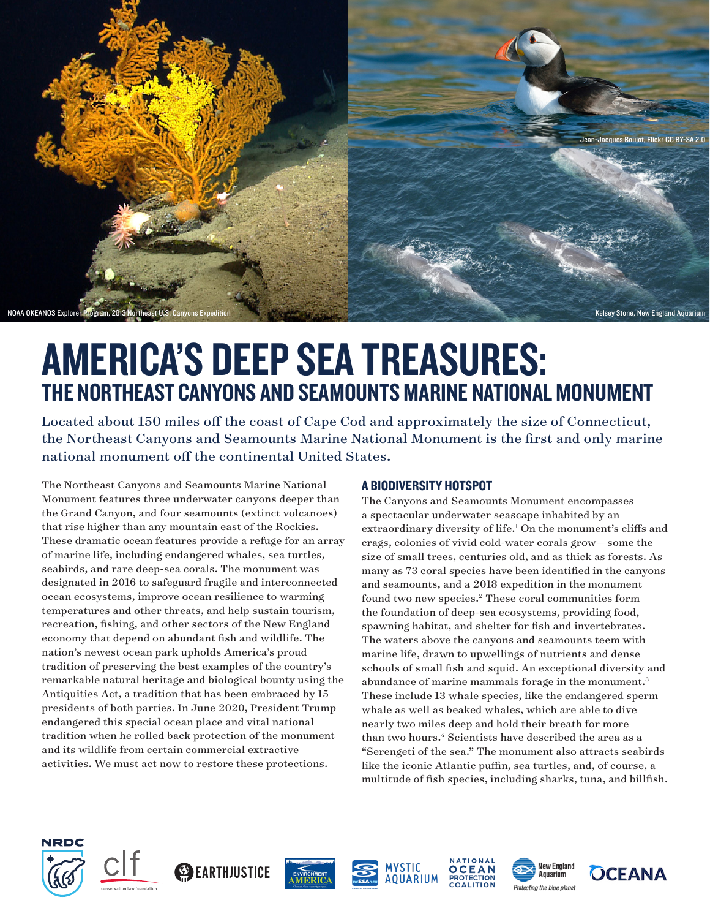NOAA OKEANOS Explorer Program, 2013 Northeast U.S. Canyons Expedition

Jean-Jacques Boujot, Flickr CC BY-SA 2.0

Kelsey Stone, New England Aquarium

# AMERICA'S DEEP SEA TREASURES:
## THE NORTHEAST CANYONS AND SEAMOUNTS MARINE NATIONAL MONUMENT

Located about 150 miles off the coast of Cape Cod and approximately the size of Connecticut, the Northeast Canyons and Seamounts Marine National Monument is the first and only marine national monument off the continental United States.

The Northeast Canyons and Seamounts Marine National Monument features three underwater canyons deeper than the Grand Canyon, and four seamounts (extinct volcanoes) that rise higher than any mountain east of the Rockies. These dramatic ocean features provide a refuge for an array of marine life, including endangered whales, sea turtles, seabirds, and rare deep-sea corals. The monument was designated in 2016 to safeguard fragile and interconnected ocean ecosystems, improve ocean resilience to warming temperatures and other threats, and help sustain tourism, recreation, fishing, and other sectors of the New England economy that depend on abundant fish and wildlife. The nation's newest ocean park upholds America's proud tradition of preserving the best examples of the country's remarkable natural heritage and biological bounty using the Antiquities Act, a tradition that has been embraced by 15 presidents of both parties. In June 2020, President Trump endangered this special ocean place and vital national tradition when he rolled back protection of the monument and its wildlife from certain commercial extractive activities. We must act now to restore these protections.

### A BIODIVERSITY HOTSPOT

The Canyons and Seamounts Monument encompasses a spectacular underwater seascape inhabited by an extraordinary diversity of life.[1] On the monument's cliffs and crags, colonies of vivid cold-water corals grow—some the size of small trees, centuries old, and as thick as forests. As many as 73 coral species have been identified in the canyons and seamounts, and a 2018 expedition in the monument found two new species.[2] These coral communities form the foundation of deep-sea ecosystems, providing food, spawning habitat, and shelter for fish and invertebrates. The waters above the canyons and seamounts teem with marine life, drawn to upwellings of nutrients and dense schools of small fish and squid. An exceptional diversity and abundance of marine mammals forage in the monument.[3] These include 13 whale species, like the endangered sperm whale as well as beaked whales, which are able to dive nearly two miles deep and hold their breath for more than two hours.[4] Scientists have described the area as a "Serengeti of the sea." The monument also attracts seabirds like the iconic Atlantic puffin, sea turtles, and, of course, a multitude of fish species, including sharks, tuna, and billfish.

NRDC | clf conservation law foundation | EARTHJUSTICE | ENVIRONMENT AMERICA | reSEArch | MYSTIC AQUARIUM | NATIONAL OCEAN PROTECTION COALITION | New England Aquarium Protecting the blue planet | OCEANA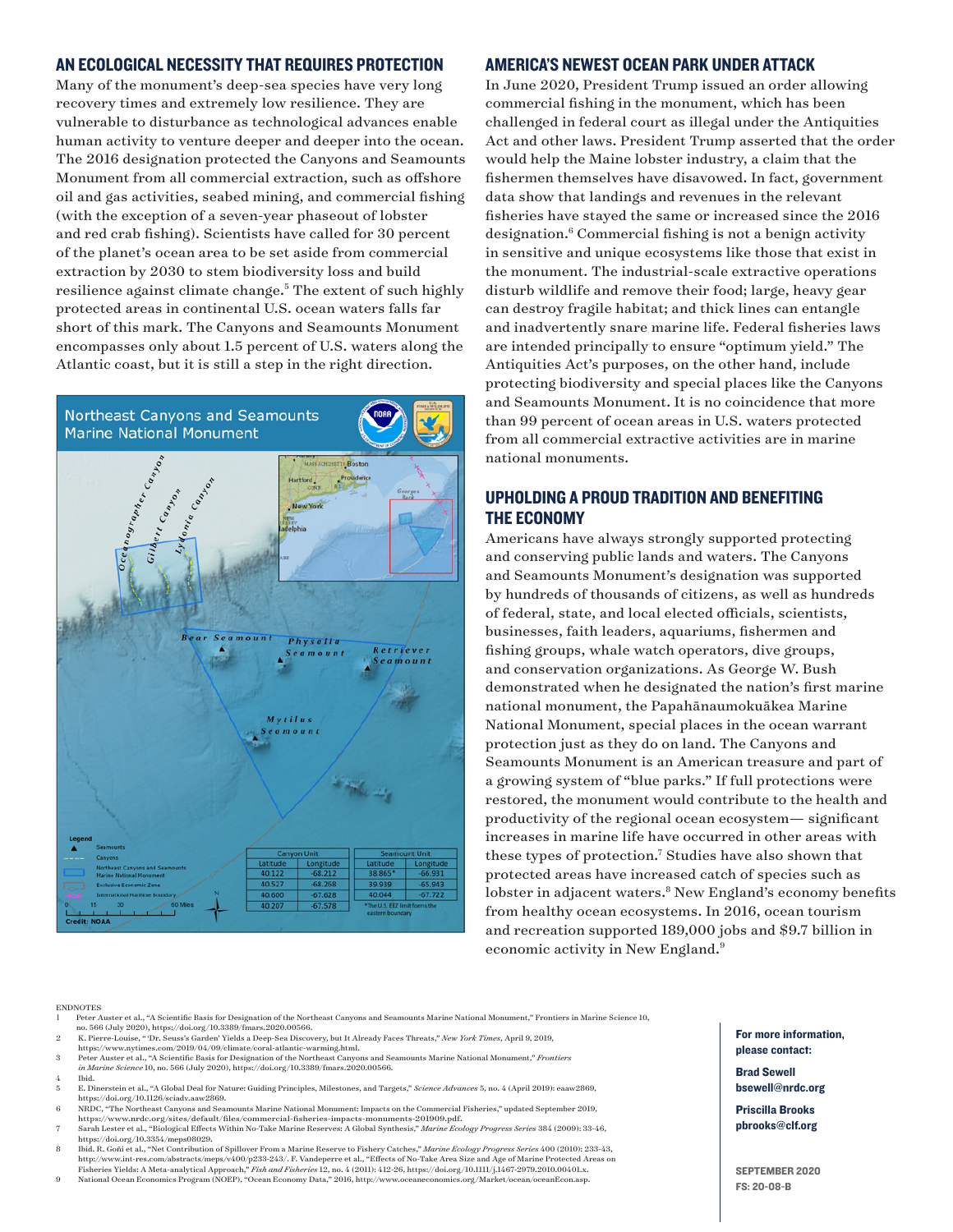## AN ECOLOGICAL NECESSITY THAT REQUIRES PROTECTION

Many of the monument's deep-sea species have very long recovery times and extremely low resilience. They are vulnerable to disturbance as technological advances enable human activity to venture deeper and deeper into the ocean. The 2016 designation protected the Canyons and Seamounts Monument from all commercial extraction, such as offshore oil and gas activities, seabed mining, and commercial fishing (with the exception of a seven-year phaseout of lobster and red crab fishing). Scientists have called for 30 percent of the planet's ocean area to be set aside from commercial extraction by 2030 to stem biodiversity loss and build resilience against climate change.[5] The extent of such highly protected areas in continental U.S. ocean waters falls far short of this mark. The Canyons and Seamounts Monument encompasses only about 1.5 percent of U.S. waters along the Atlantic coast, but it is still a step in the right direction.

Northeast Canyons and Seamounts Marine National Monument

Oceanographer Canyon
Gilbert Canyon
Lydonia Canyon
Bear Seamount
Physalia Seamount
Retriever Seamount
Mytilus Seamount

Legend
Seamounts
Canyons
Northeast Canyons and Seamounts Marine National Monument
Exclusive Economic Zone
International Maritime Boundary

| Canyon Unit | | Seamount Unit | |
|---|---|---|---|
| Latitude | Longitude | Latitude | Longitude |
| 40.122 | -68.212 | 38.865* | -66.931 |
| 40.527 | -68.258 | 39.939 | -65.943 |
| 40.600 | -67.628 | 40.044 | -67.722 |
| 40.207 | -67.578 | | |

*The U.S. EEZ limit forms the eastern boundary

0 15 30 60 Miles

Credit: NOAA

## AMERICA'S NEWEST OCEAN PARK UNDER ATTACK

In June 2020, President Trump issued an order allowing commercial fishing in the monument, which has been challenged in federal court as illegal under the Antiquities Act and other laws. President Trump asserted that the order would help the Maine lobster industry, a claim that the fishermen themselves have disavowed. In fact, government data show that landings and revenues in the relevant fisheries have stayed the same or increased since the 2016 designation.[6] Commercial fishing is not a benign activity in sensitive and unique ecosystems like those that exist in the monument. The industrial-scale extractive operations disturb wildlife and remove their food; large, heavy gear can destroy fragile habitat; and thick lines can entangle and inadvertently snare marine life. Federal fisheries laws are intended principally to ensure "optimum yield." The Antiquities Act's purposes, on the other hand, include protecting biodiversity and special places like the Canyons and Seamounts Monument. It is no coincidence that more than 99 percent of ocean areas in U.S. waters protected from all commercial extractive activities are in marine national monuments.

## UPHOLDING A PROUD TRADITION AND BENEFITING THE ECONOMY

Americans have always strongly supported protecting and conserving public lands and waters. The Canyons and Seamounts Monument's designation was supported by hundreds of thousands of citizens, as well as hundreds of federal, state, and local elected officials, scientists, businesses, faith leaders, aquariums, fishermen and fishing groups, whale watch operators, dive groups, and conservation organizations. As George W. Bush demonstrated when he designated the nation's first marine national monument, the Papahānaumokuākea Marine National Monument, special places in the ocean warrant protection just as they do on land. The Canyons and Seamounts Monument is an American treasure and part of a growing system of "blue parks." If full protections were restored, the monument would contribute to the health and productivity of the regional ocean ecosystem— significant increases in marine life have occurred in other areas with these types of protection.[7] Studies have also shown that protected areas have increased catch of species such as lobster in adjacent waters.[8] New England's economy benefits from healthy ocean ecosystems. In 2016, ocean tourism and recreation supported 189,000 jobs and $9.7 billion in economic activity in New England.[9]

ENDNOTES

1. Peter Auster et al., "A Scientific Basis for Designation of the Northeast Canyons and Seamounts Marine National Monument," Frontiers in Marine Science 10, no. 566 (July 2020), https://doi.org/10.3389/fmars.2020.00566.
2. K. Pierre-Louise, "'Dr. Seuss's Garden' Yields a Deep-Sea Discovery, but It Already Faces Threats," *New York Times*, April 9, 2019, https://www.nytimes.com/2019/04/09/climate/coral-atlantic-warming.html.
3. Peter Auster et al., "A Scientific Basis for Designation of the Northeast Canyons and Seamounts Marine National Monument," *Frontiers in Marine Science* 10, no. 566 (July 2020), https://doi.org/10.3389/fmars.2020.00566.
4. Ibid.
5. E. Dinerstein et al., "A Global Deal for Nature: Guiding Principles, Milestones, and Targets," *Science Advances* 5, no. 4 (April 2019): eaaw2869, https://doi.org/10.1126/sciadv.aaw2869.
6. NRDC, "The Northeast Canyons and Seamounts Marine National Monument: Impacts on the Commercial Fisheries," updated September 2019, https://www.nrdc.org/sites/default/files/commercial-fisheries-impacts-monuments-201909.pdf.
7. Sarah Lester et al., "Biological Effects Within No-Take Marine Reserves: A Global Synthesis," *Marine Ecology Progress Series* 384 (2009): 33-46, https://doi.org/10.3354/meps08029.
8. Ibid. R. Goñi et al., "Net Contribution of Spillover From a Marine Reserve to Fishery Catches," *Marine Ecology Progress Series* 400 (2010): 233-43, http://www.int-res.com/abstracts/meps/v400/p233-243/. F. Vandeperre et al., "Effects of No-Take Area Size and Age of Marine Protected Areas on Fisheries Yields: A Meta-analytical Approach," *Fish and Fisheries* 12, no. 4 (2011): 412-26, https://doi.org/10.1111/j.1467-2979.2010.00401.x.
9. National Ocean Economics Program (NOEP), "Ocean Economy Data," 2016, http://www.oceaneconomics.org/Market/ocean/oceanEcon.asp.

**For more information, please contact:**

**Brad Sewell**
**bsewell@nrdc.org**

**Priscilla Brooks**
**pbrooks@clf.org**

**SEPTEMBER 2020**
**FS: 20-08-B**